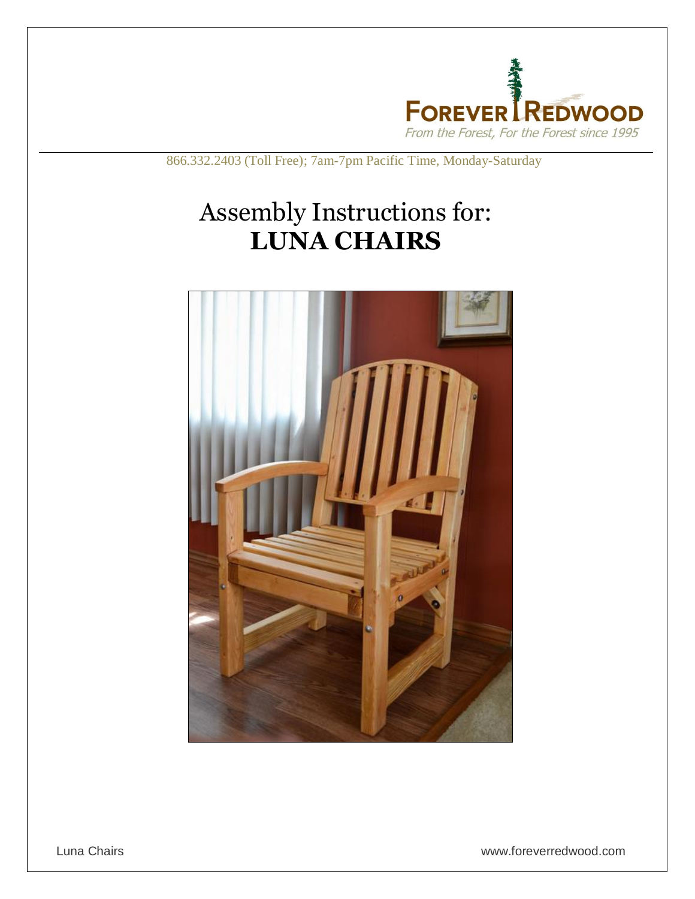FOREVER REDWOOD

*From the Forest, For the Forest since 1995*

866.332.2403 (Toll Free); 7am-7pm Pacific Time, Monday-Saturday

# Assembly Instructions for: **LUNA CHAIRS**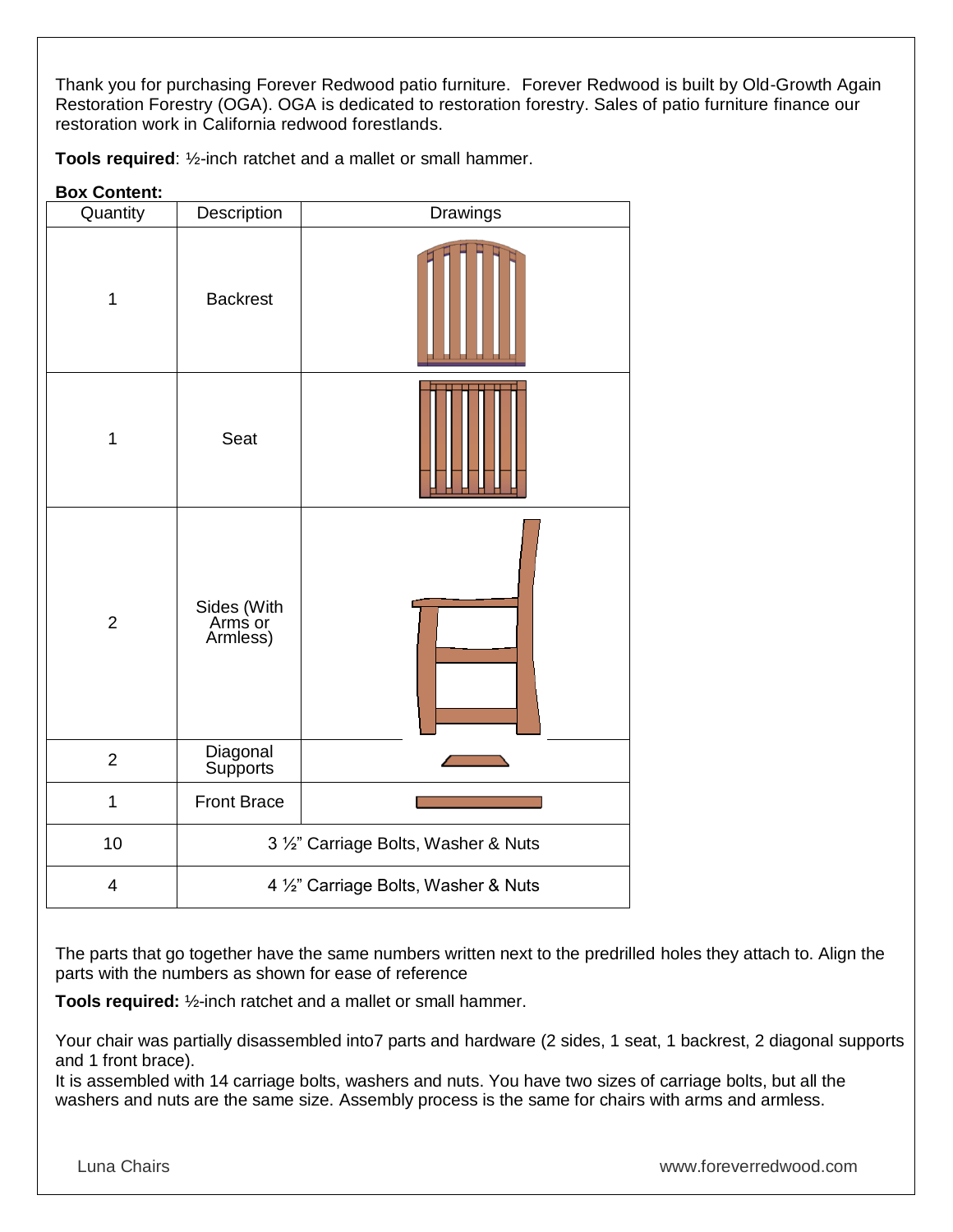Thank you for purchasing Forever Redwood patio furniture. Forever Redwood is built by Old-Growth Again Restoration Forestry (OGA). OGA is dedicated to restoration forestry. Sales of patio furniture finance our restoration work in California redwood forestlands.

**Tools required**: ½-inch ratchet and a mallet or small hammer.

**Box Content:**

| Quantity | Description | Drawings |
|---|---|---|
| 1 | Backrest | |
| 1 | Seat | |
| 2 | Sides (With Arms or Armless) | |
| 2 | Diagonal Supports | |
| 1 | Front Brace | |
| 10 | 3 ½" Carriage Bolts, Washer & Nuts | |
| 4 | 4 ½" Carriage Bolts, Washer & Nuts | |

The parts that go together have the same numbers written next to the predrilled holes they attach to. Align the parts with the numbers as shown for ease of reference

**Tools required:** ½-inch ratchet and a mallet or small hammer.

Your chair was partially disassembled into7 parts and hardware (2 sides, 1 seat, 1 backrest, 2 diagonal supports and 1 front brace).
It is assembled with 14 carriage bolts, washers and nuts. You have two sizes of carriage bolts, but all the washers and nuts are the same size. Assembly process is the same for chairs with arms and armless.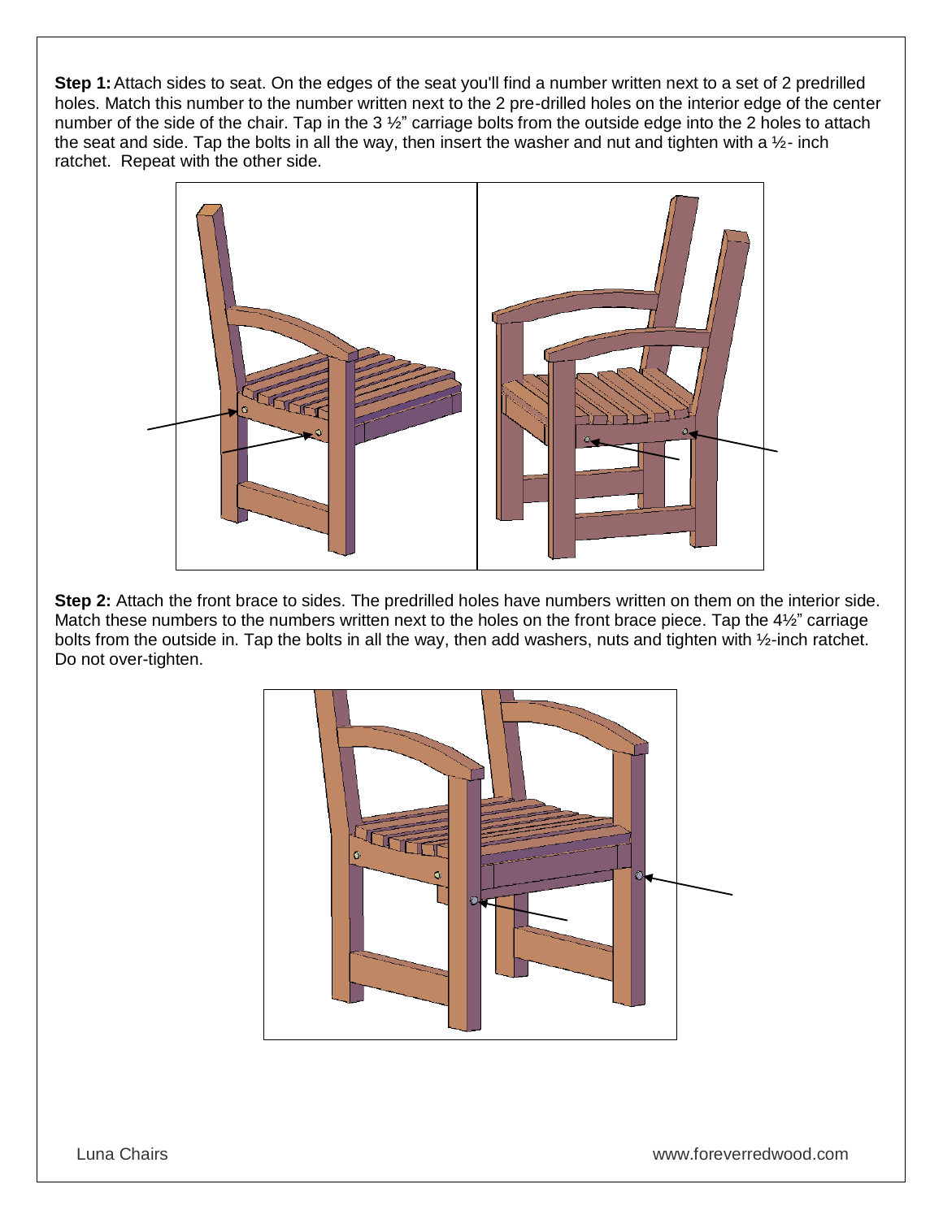**Step 1:** Attach sides to seat. On the edges of the seat you'll find a number written next to a set of 2 predrilled holes. Match this number to the number written next to the 2 pre-drilled holes on the interior edge of the center number of the side of the chair. Tap in the 3 ½" carriage bolts from the outside edge into the 2 holes to attach the seat and side. Tap the bolts in all the way, then insert the washer and nut and tighten with a ½- inch ratchet. Repeat with the other side.

**Step 2:** Attach the front brace to sides. The predrilled holes have numbers written on them on the interior side. Match these numbers to the numbers written next to the holes on the front brace piece. Tap the 4½" carriage bolts from the outside in. Tap the bolts in all the way, then add washers, nuts and tighten with ½-inch ratchet. Do not over-tighten.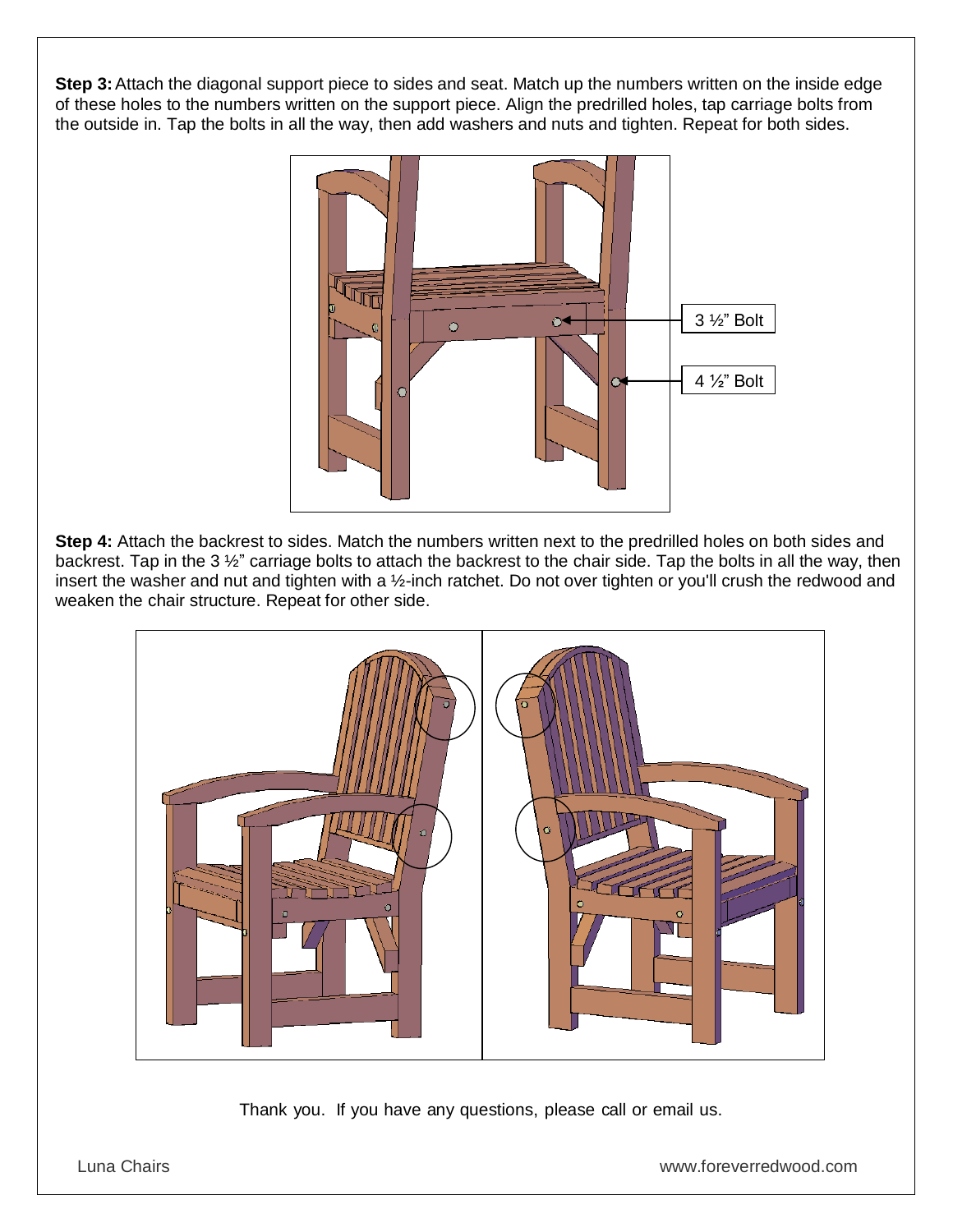**Step 3:** Attach the diagonal support piece to sides and seat. Match up the numbers written on the inside edge of these holes to the numbers written on the support piece. Align the predrilled holes, tap carriage bolts from the outside in. Tap the bolts in all the way, then add washers and nuts and tighten. Repeat for both sides.

3 ½" Bolt

4 ½" Bolt

**Step 4:** Attach the backrest to sides. Match the numbers written next to the predrilled holes on both sides and backrest. Tap in the 3 ½" carriage bolts to attach the backrest to the chair side. Tap the bolts in all the way, then insert the washer and nut and tighten with a ½-inch ratchet. Do not over tighten or you'll crush the redwood and weaken the chair structure. Repeat for other side.

Thank you. If you have any questions, please call or email us.